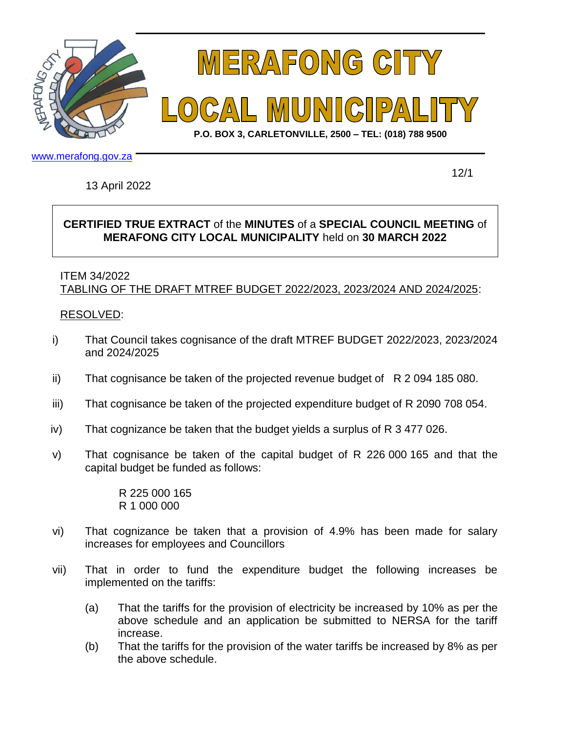# MERAFONG CITY LOCAL MUNICIPALITY

**P.O. BOX 3, CARLETONVILLE, 2500 – TEL: (018) 788 9500**

www.merafong.gov.za

12/1

13 April 2022

**CERTIFIED TRUE EXTRACT** of the **MINUTES** of a **SPECIAL COUNCIL MEETING** of **MERAFONG CITY LOCAL MUNICIPALITY** held on **30 MARCH 2022**

ITEM 34/2022
TABLING OF THE DRAFT MTREF BUDGET 2022/2023, 2023/2024 AND 2024/2025:

RESOLVED:

i) That Council takes cognisance of the draft MTREF BUDGET 2022/2023, 2023/2024 and 2024/2025

ii) That cognisance be taken of the projected revenue budget of R 2 094 185 080.

iii) That cognisance be taken of the projected expenditure budget of R 2090 708 054.

iv) That cognizance be taken that the budget yields a surplus of R 3 477 026.

v) That cognisance be taken of the capital budget of R 226 000 165 and that the capital budget be funded as follows:

R 225 000 165
R 1 000 000

vi) That cognizance be taken that a provision of 4.9% has been made for salary increases for employees and Councillors

vii) That in order to fund the expenditure budget the following increases be implemented on the tariffs:

(a) That the tariffs for the provision of electricity be increased by 10% as per the above schedule and an application be submitted to NERSA for the tariff increase.

(b) That the tariffs for the provision of the water tariffs be increased by 8% as per the above schedule.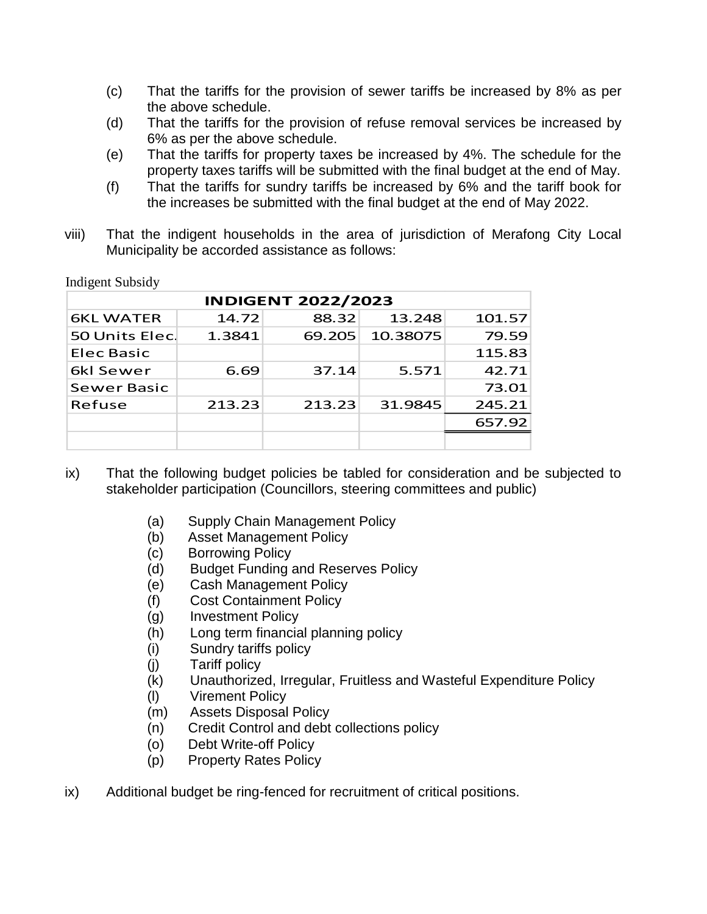(c) That the tariffs for the provision of sewer tariffs be increased by 8% as per the above schedule.

(d) That the tariffs for the provision of refuse removal services be increased by 6% as per the above schedule.

(e) That the tariffs for property taxes be increased by 4%. The schedule for the property taxes tariffs will be submitted with the final budget at the end of May.

(f) That the tariffs for sundry tariffs be increased by 6% and the tariff book for the increases be submitted with the final budget at the end of May 2022.

viii) That the indigent households in the area of jurisdiction of Merafong City Local Municipality be accorded assistance as follows:

Indigent Subsidy

| INDIGENT 2022/2023 | | | | |
|---|---|---|---|---|
| 6KL WATER | 14.72 | 88.32 | 13.248 | 101.57 |
| 50 Units Elec. | 1.3841 | 69.205 | 10.38075 | 79.59 |
| Elec Basic | | | | 115.83 |
| 6kl Sewer | 6.69 | 37.14 | 5.571 | 42.71 |
| Sewer Basic | | | | 73.01 |
| Refuse | 213.23 | 213.23 | 31.9845 | 245.21 |
| | | | | 657.92 |
| | | | | |

ix) That the following budget policies be tabled for consideration and be subjected to stakeholder participation (Councillors, steering committees and public)

(a) Supply Chain Management Policy
(b) Asset Management Policy
(c) Borrowing Policy
(d) Budget Funding and Reserves Policy
(e) Cash Management Policy
(f) Cost Containment Policy
(g) Investment Policy
(h) Long term financial planning policy
(i) Sundry tariffs policy
(j) Tariff policy
(k) Unauthorized, Irregular, Fruitless and Wasteful Expenditure Policy
(l) Virement Policy
(m) Assets Disposal Policy
(n) Credit Control and debt collections policy
(o) Debt Write-off Policy
(p) Property Rates Policy

ix) Additional budget be ring-fenced for recruitment of critical positions.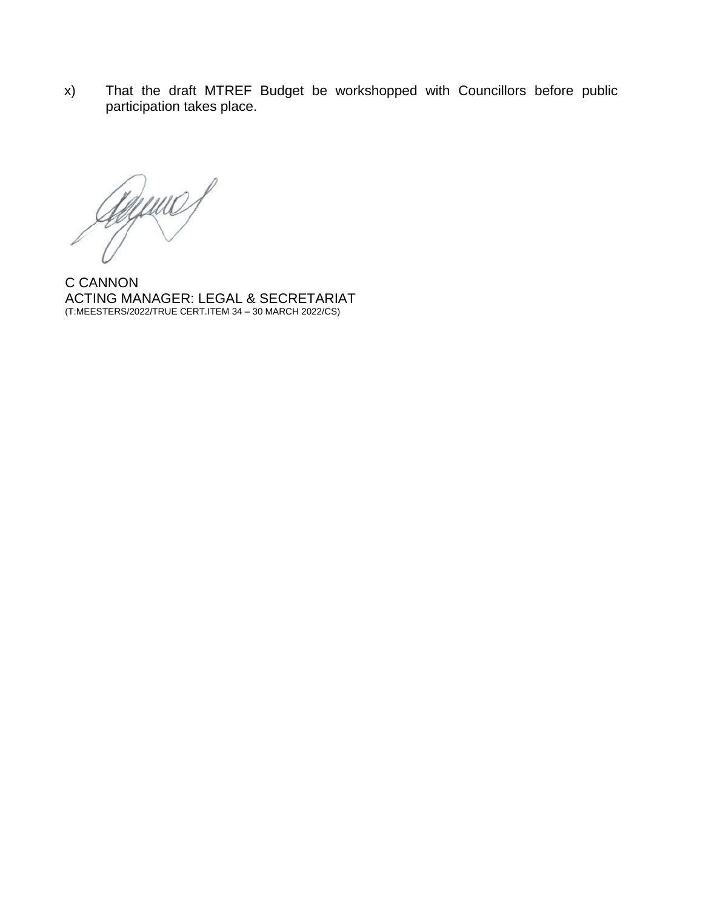x) That the draft MTREF Budget be workshopped with Councillors before public participation takes place.

C CANNON
ACTING MANAGER: LEGAL & SECRETARIAT
(T:MEESTERS/2022/TRUE CERT.ITEM 34 – 30 MARCH 2022/CS)